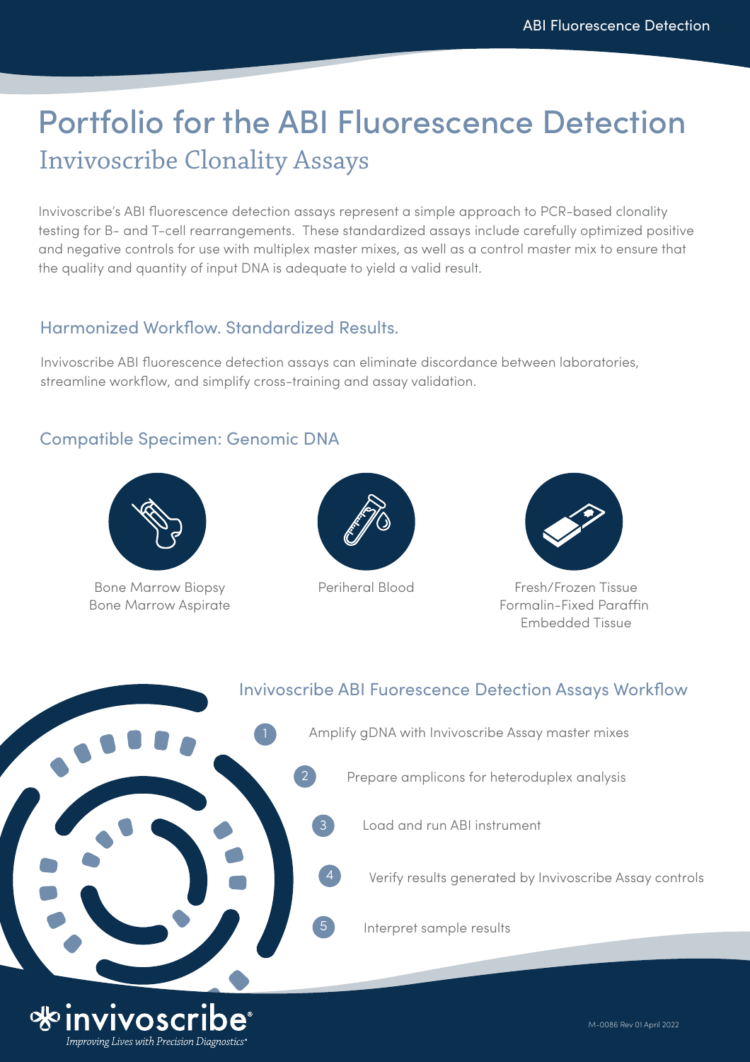# Portfolio for the ABI Fluorescence Detection

## Invivoscribe Clonality Assays

Invivoscribe's ABI fluorescence detection assays represent a simple approach to PCR-based clonality testing for B- and T-cell rearrangements. These standardized assays include carefully optimized positive and negative controls for use with multiplex master mixes, as well as a control master mix to ensure that the quality and quantity of input DNA is adequate to yield a valid result.

### Harmonized Workflow. Standardized Results.

Invivoscribe ABI fluorescence detection assays can eliminate discordance between laboratories, streamline workflow, and simplify cross-training and assay validation.

### Compatible Specimen: Genomic DNA

- Bone Marrow Biopsy
  Bone Marrow Aspirate
- Periheral Blood
- Fresh/Frozen Tissue
  Formalin-Fixed Paraffin Embedded Tissue

### Invivoscribe ABI Fuorescence Detection Assays Workflow

1. Amplify gDNA with Invivoscribe Assay master mixes
2. Prepare amplicons for heteroduplex analysis
3. Load and run ABI instrument
4. Verify results generated by Invivoscribe Assay controls
5. Interpret sample results

invivoscribe®
*Improving Lives with Precision Diagnostics®*

M-0086 Rev 01 April 2022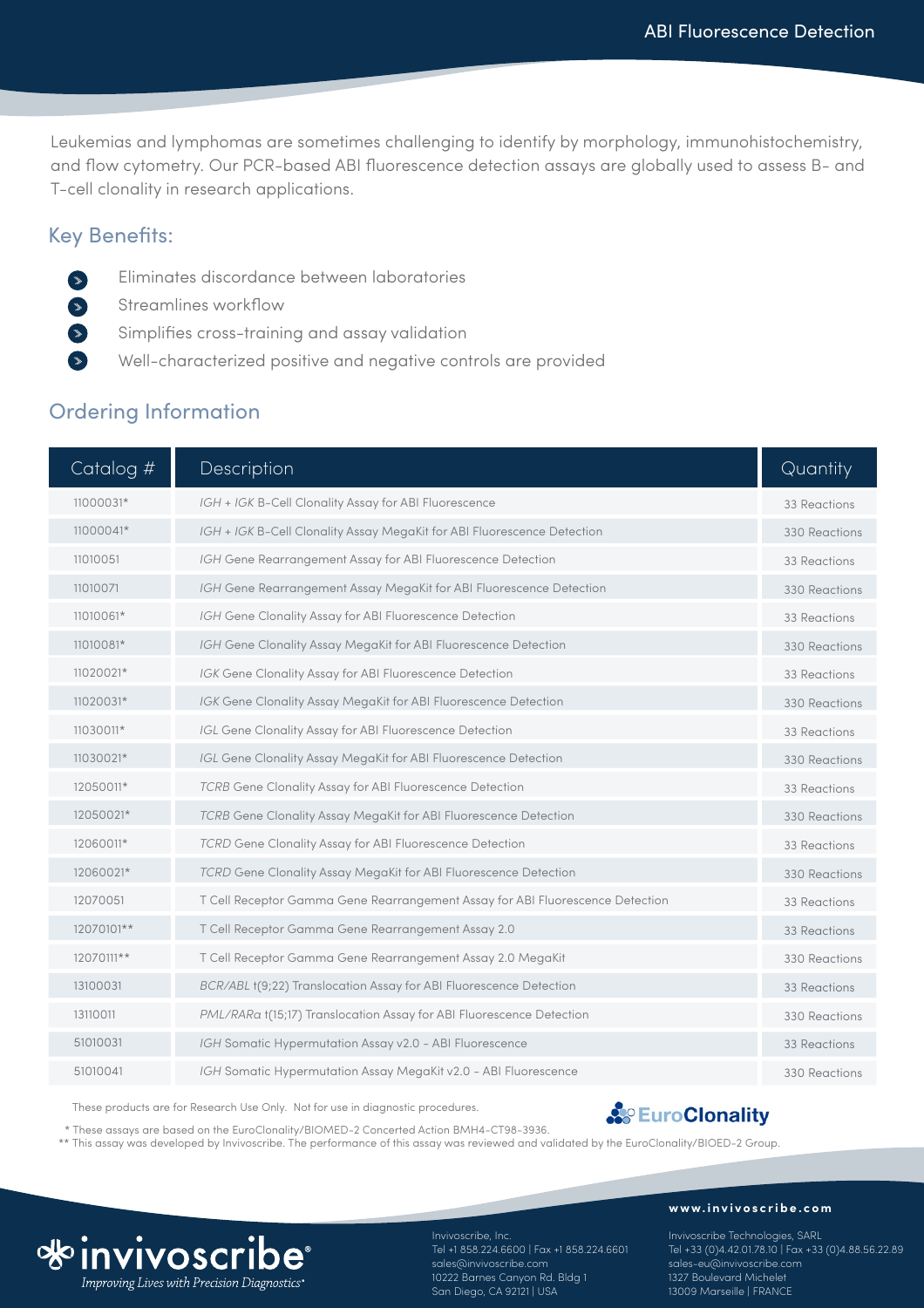# ABI Fluorescence Detection

Leukemias and lymphomas are sometimes challenging to identify by morphology, immunohistochemistry, and flow cytometry. Our PCR-based ABI fluorescence detection assays are globally used to assess B- and T-cell clonality in research applications.

## Key Benefits:

- Eliminates discordance between laboratories
- Streamlines workflow
- Simplifies cross-training and assay validation
- Well-characterized positive and negative controls are provided

## Ordering Information

| Catalog # | Description | Quantity |
|---|---|---|
| 11000031* | *IGH + IGK* B-Cell Clonality Assay for ABI Fluorescence | 33 Reactions |
| 11000041* | *IGH + IGK* B-Cell Clonality Assay MegaKit for ABI Fluorescence Detection | 330 Reactions |
| 11010051 | *IGH* Gene Rearrangement Assay for ABI Fluorescence Detection | 33 Reactions |
| 11010071 | *IGH* Gene Rearrangement Assay MegaKit for ABI Fluorescence Detection | 330 Reactions |
| 11010061* | *IGH* Gene Clonality Assay for ABI Fluorescence Detection | 33 Reactions |
| 11010081* | *IGH* Gene Clonality Assay MegaKit for ABI Fluorescence Detection | 330 Reactions |
| 11020021* | *IGK* Gene Clonality Assay for ABI Fluorescence Detection | 33 Reactions |
| 11020031* | *IGK* Gene Clonality Assay MegaKit for ABI Fluorescence Detection | 330 Reactions |
| 11030011* | *IGL* Gene Clonality Assay for ABI Fluorescence Detection | 33 Reactions |
| 11030021* | *IGL* Gene Clonality Assay MegaKit for ABI Fluorescence Detection | 330 Reactions |
| 12050011* | *TCRB* Gene Clonality Assay for ABI Fluorescence Detection | 33 Reactions |
| 12050021* | *TCRB* Gene Clonality Assay MegaKit for ABI Fluorescence Detection | 330 Reactions |
| 12060011* | *TCRD* Gene Clonality Assay for ABI Fluorescence Detection | 33 Reactions |
| 12060021* | *TCRD* Gene Clonality Assay MegaKit for ABI Fluorescence Detection | 330 Reactions |
| 12070051 | T Cell Receptor Gamma Gene Rearrangement Assay for ABI Fluorescence Detection | 33 Reactions |
| 12070101** | T Cell Receptor Gamma Gene Rearrangement Assay 2.0 | 33 Reactions |
| 12070111** | T Cell Receptor Gamma Gene Rearrangement Assay 2.0 MegaKit | 330 Reactions |
| 13100031 | *BCR/ABL* t(9;22) Translocation Assay for ABI Fluorescence Detection | 33 Reactions |
| 13110011 | *PML/RARα* t(15;17) Translocation Assay for ABI Fluorescence Detection | 330 Reactions |
| 51010031 | *IGH* Somatic Hypermutation Assay v2.0 – ABI Fluorescence | 33 Reactions |
| 51010041 | *IGH* Somatic Hypermutation Assay MegaKit v2.0 – ABI Fluorescence | 330 Reactions |

These products are for Research Use Only. Not for use in diagnostic procedures.

EuroClonality

\* These assays are based on the EuroClonality/BIOMED-2 Concerted Action BMH4-CT98-3936.
\** This assay was developed by Invivoscribe. The performance of this assay was reviewed and validated by the EuroClonality/BIOED-2 Group.

invivoscribe®
*Improving Lives with Precision Diagnostics®*

www.invivoscribe.com

Invivoscribe, Inc.
Tel +1 858.224.6600 | Fax +1 858.224.6601
sales@invivoscribe.com
10222 Barnes Canyon Rd. Bldg 1
San Diego, CA 92121 | USA

Invivoscribe Technologies, SARL
Tel +33 (0)4.42.01.78.10 | Fax +33 (0)4.88.56.22.89
sales-eu@invivoscribe.com
1327 Boulevard Michelet
13009 Marseille | FRANCE